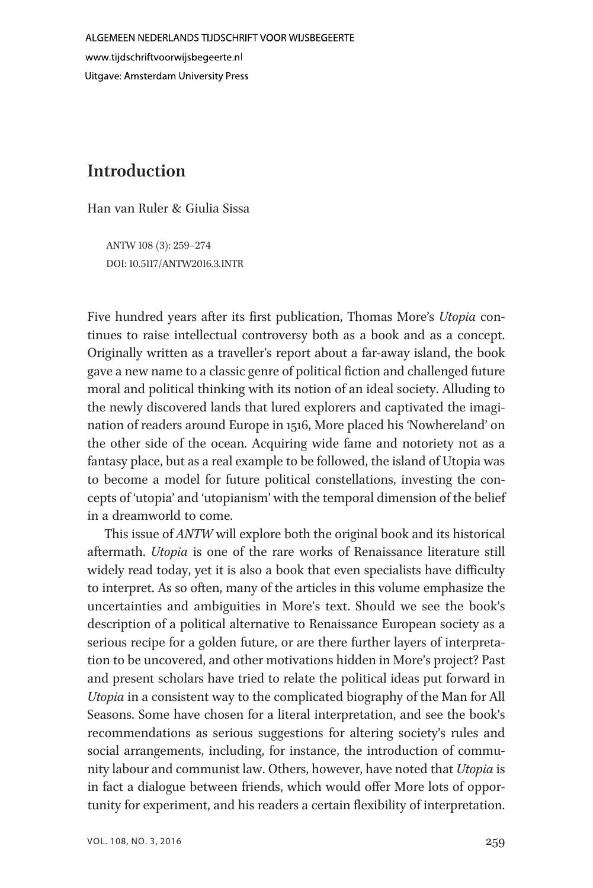# Introduction

Han van Ruler & Giulia Sissa

ANTW 108 (3): 259–274
DOI: 10.5117/ANTW2016.3.INTR

Five hundred years after its first publication, Thomas More's *Utopia* continues to raise intellectual controversy both as a book and as a concept. Originally written as a traveller's report about a far-away island, the book gave a new name to a classic genre of political fiction and challenged future moral and political thinking with its notion of an ideal society. Alluding to the newly discovered lands that lured explorers and captivated the imagination of readers around Europe in 1516, More placed his 'Nowhereland' on the other side of the ocean. Acquiring wide fame and notoriety not as a fantasy place, but as a real example to be followed, the island of Utopia was to become a model for future political constellations, investing the concepts of 'utopia' and 'utopianism' with the temporal dimension of the belief in a dreamworld to come.

This issue of *ANTW* will explore both the original book and its historical aftermath. *Utopia* is one of the rare works of Renaissance literature still widely read today, yet it is also a book that even specialists have difficulty to interpret. As so often, many of the articles in this volume emphasize the uncertainties and ambiguities in More's text. Should we see the book's description of a political alternative to Renaissance European society as a serious recipe for a golden future, or are there further layers of interpretation to be uncovered, and other motivations hidden in More's project? Past and present scholars have tried to relate the political ideas put forward in *Utopia* in a consistent way to the complicated biography of the Man for All Seasons. Some have chosen for a literal interpretation, and see the book's recommendations as serious suggestions for altering society's rules and social arrangements, including, for instance, the introduction of community labour and communist law. Others, however, have noted that *Utopia* is in fact a dialogue between friends, which would offer More lots of opportunity for experiment, and his readers a certain flexibility of interpretation.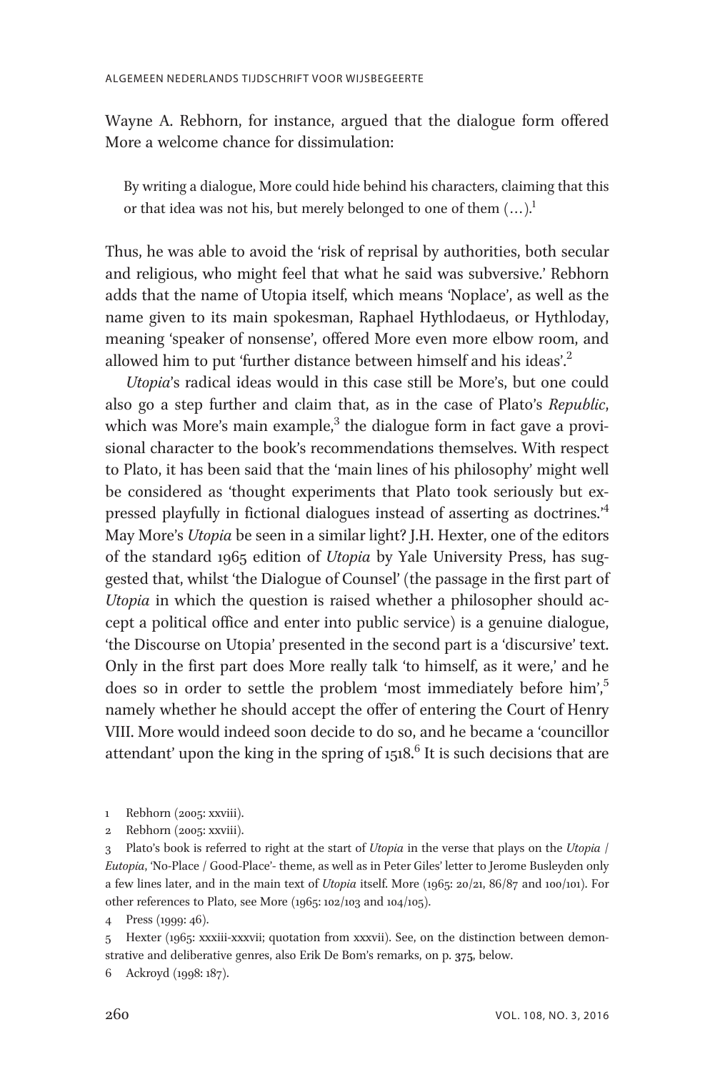Wayne A. Rebhorn, for instance, argued that the dialogue form offered More a welcome chance for dissimulation:

> By writing a dialogue, More could hide behind his characters, claiming that this or that idea was not his, but merely belonged to one of them (…).[1]

Thus, he was able to avoid the 'risk of reprisal by authorities, both secular and religious, who might feel that what he said was subversive.' Rebhorn adds that the name of Utopia itself, which means 'Noplace', as well as the name given to its main spokesman, Raphael Hythlodaeus, or Hythloday, meaning 'speaker of nonsense', offered More even more elbow room, and allowed him to put 'further distance between himself and his ideas'.[2]

*Utopia*'s radical ideas would in this case still be More's, but one could also go a step further and claim that, as in the case of Plato's *Republic*, which was More's main example,[3] the dialogue form in fact gave a provisional character to the book's recommendations themselves. With respect to Plato, it has been said that the 'main lines of his philosophy' might well be considered as 'thought experiments that Plato took seriously but expressed playfully in fictional dialogues instead of asserting as doctrines.'[4] May More's *Utopia* be seen in a similar light? J.H. Hexter, one of the editors of the standard 1965 edition of *Utopia* by Yale University Press, has suggested that, whilst 'the Dialogue of Counsel' (the passage in the first part of *Utopia* in which the question is raised whether a philosopher should accept a political office and enter into public service) is a genuine dialogue, 'the Discourse on Utopia' presented in the second part is a 'discursive' text. Only in the first part does More really talk 'to himself, as it were,' and he does so in order to settle the problem 'most immediately before him',[5] namely whether he should accept the offer of entering the Court of Henry VIII. More would indeed soon decide to do so, and he became a 'councillor attendant' upon the king in the spring of 1518.[6] It is such decisions that are

1 Rebhorn (2005: xxviii).

2 Rebhorn (2005: xxviii).

3 Plato's book is referred to right at the start of *Utopia* in the verse that plays on the *Utopia* / *Eutopia*, 'No-Place / Good-Place'- theme, as well as in Peter Giles' letter to Jerome Busleyden only a few lines later, and in the main text of *Utopia* itself. More (1965: 20/21, 86/87 and 100/101). For other references to Plato, see More (1965: 102/103 and 104/105).

4 Press (1999: 46).

5 Hexter (1965: xxxiii-xxxvii; quotation from xxxvii). See, on the distinction between demonstrative and deliberative genres, also Erik De Bom's remarks, on p. 375, below.

6 Ackroyd (1998: 187).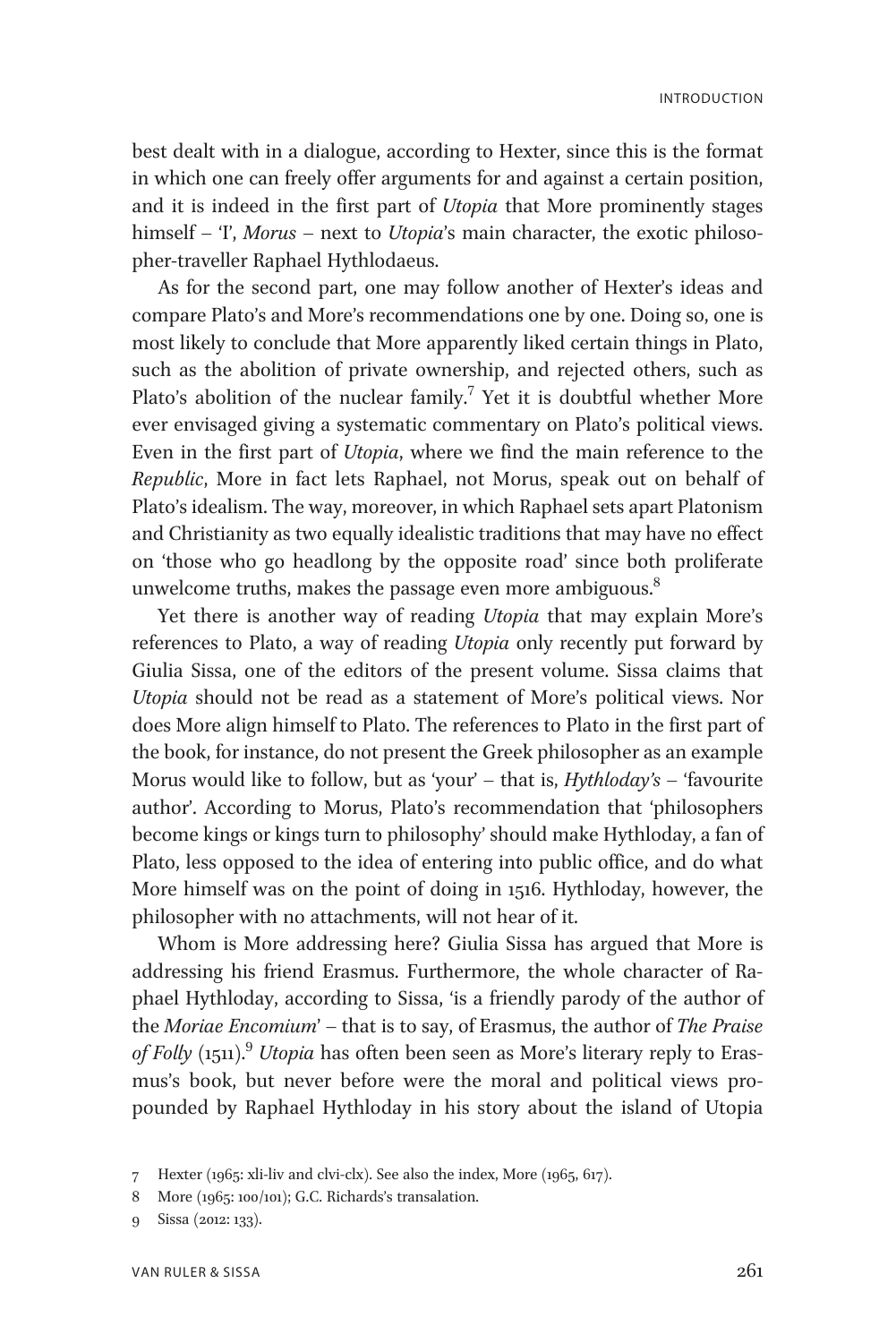best dealt with in a dialogue, according to Hexter, since this is the format in which one can freely offer arguments for and against a certain position, and it is indeed in the first part of *Utopia* that More prominently stages himself – 'I', *Morus* – next to *Utopia*'s main character, the exotic philosopher-traveller Raphael Hythlodaeus.

As for the second part, one may follow another of Hexter's ideas and compare Plato's and More's recommendations one by one. Doing so, one is most likely to conclude that More apparently liked certain things in Plato, such as the abolition of private ownership, and rejected others, such as Plato's abolition of the nuclear family.[7] Yet it is doubtful whether More ever envisaged giving a systematic commentary on Plato's political views. Even in the first part of *Utopia*, where we find the main reference to the *Republic*, More in fact lets Raphael, not Morus, speak out on behalf of Plato's idealism. The way, moreover, in which Raphael sets apart Platonism and Christianity as two equally idealistic traditions that may have no effect on 'those who go headlong by the opposite road' since both proliferate unwelcome truths, makes the passage even more ambiguous.[8]

Yet there is another way of reading *Utopia* that may explain More's references to Plato, a way of reading *Utopia* only recently put forward by Giulia Sissa, one of the editors of the present volume. Sissa claims that *Utopia* should not be read as a statement of More's political views. Nor does More align himself to Plato. The references to Plato in the first part of the book, for instance, do not present the Greek philosopher as an example Morus would like to follow, but as 'your' – that is, *Hythloday's* – 'favourite author'. According to Morus, Plato's recommendation that 'philosophers become kings or kings turn to philosophy' should make Hythloday, a fan of Plato, less opposed to the idea of entering into public office, and do what More himself was on the point of doing in 1516. Hythloday, however, the philosopher with no attachments, will not hear of it.

Whom is More addressing here? Giulia Sissa has argued that More is addressing his friend Erasmus. Furthermore, the whole character of Raphael Hythloday, according to Sissa, 'is a friendly parody of the author of the *Moriae Encomium*' – that is to say, of Erasmus, the author of *The Praise of Folly* (1511).[9] *Utopia* has often been seen as More's literary reply to Erasmus's book, but never before were the moral and political views propounded by Raphael Hythloday in his story about the island of Utopia

---

7 Hexter (1965: xli-liv and clvi-clx). See also the index, More (1965, 617).

8 More (1965: 100/101); G.C. Richards's transalation.

9 Sissa (2012: 133).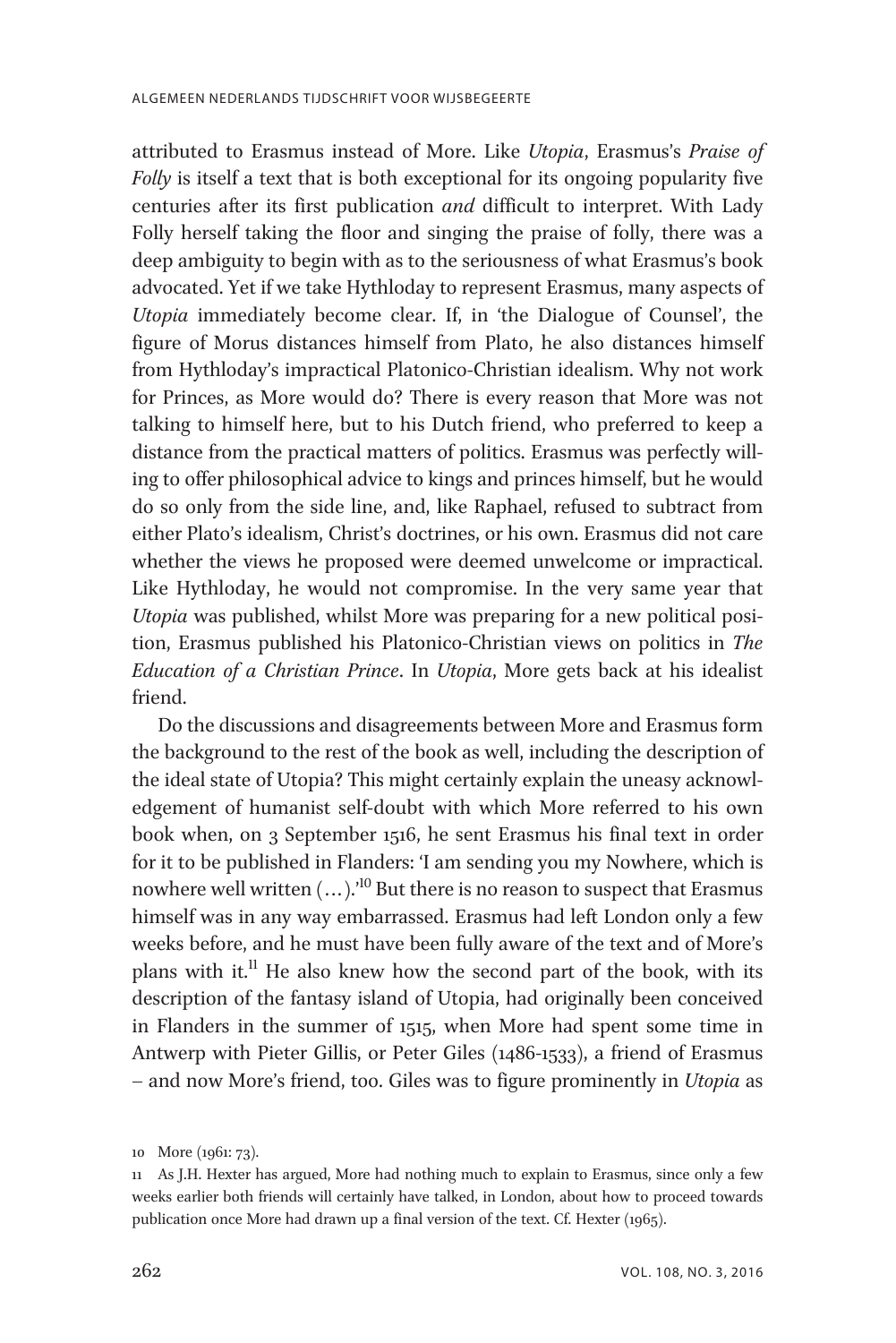attributed to Erasmus instead of More. Like *Utopia*, Erasmus's *Praise of Folly* is itself a text that is both exceptional for its ongoing popularity five centuries after its first publication *and* difficult to interpret. With Lady Folly herself taking the floor and singing the praise of folly, there was a deep ambiguity to begin with as to the seriousness of what Erasmus's book advocated. Yet if we take Hythloday to represent Erasmus, many aspects of *Utopia* immediately become clear. If, in 'the Dialogue of Counsel', the figure of Morus distances himself from Plato, he also distances himself from Hythloday's impractical Platonico-Christian idealism. Why not work for Princes, as More would do? There is every reason that More was not talking to himself here, but to his Dutch friend, who preferred to keep a distance from the practical matters of politics. Erasmus was perfectly willing to offer philosophical advice to kings and princes himself, but he would do so only from the side line, and, like Raphael, refused to subtract from either Plato's idealism, Christ's doctrines, or his own. Erasmus did not care whether the views he proposed were deemed unwelcome or impractical. Like Hythloday, he would not compromise. In the very same year that *Utopia* was published, whilst More was preparing for a new political position, Erasmus published his Platonico-Christian views on politics in *The Education of a Christian Prince*. In *Utopia*, More gets back at his idealist friend.

Do the discussions and disagreements between More and Erasmus form the background to the rest of the book as well, including the description of the ideal state of Utopia? This might certainly explain the uneasy acknowledgement of humanist self-doubt with which More referred to his own book when, on 3 September 1516, he sent Erasmus his final text in order for it to be published in Flanders: 'I am sending you my Nowhere, which is nowhere well written (…).'[10] But there is no reason to suspect that Erasmus himself was in any way embarrassed. Erasmus had left London only a few weeks before, and he must have been fully aware of the text and of More's plans with it.[11] He also knew how the second part of the book, with its description of the fantasy island of Utopia, had originally been conceived in Flanders in the summer of 1515, when More had spent some time in Antwerp with Pieter Gillis, or Peter Giles (1486-1533), a friend of Erasmus – and now More's friend, too. Giles was to figure prominently in *Utopia* as

10 More (1961: 73).

11 As J.H. Hexter has argued, More had nothing much to explain to Erasmus, since only a few weeks earlier both friends will certainly have talked, in London, about how to proceed towards publication once More had drawn up a final version of the text. Cf. Hexter (1965).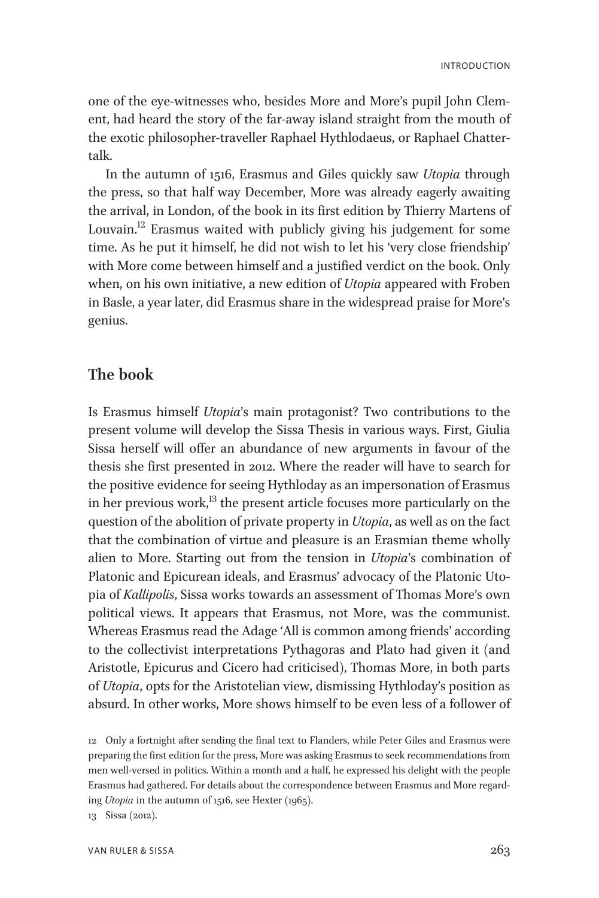one of the eye-witnesses who, besides More and More's pupil John Clement, had heard the story of the far-away island straight from the mouth of the exotic philosopher-traveller Raphael Hythlodaeus, or Raphael Chattertalk.

In the autumn of 1516, Erasmus and Giles quickly saw *Utopia* through the press, so that half way December, More was already eagerly awaiting the arrival, in London, of the book in its first edition by Thierry Martens of Louvain.[12] Erasmus waited with publicly giving his judgement for some time. As he put it himself, he did not wish to let his 'very close friendship' with More come between himself and a justified verdict on the book. Only when, on his own initiative, a new edition of *Utopia* appeared with Froben in Basle, a year later, did Erasmus share in the widespread praise for More's genius.

## The book

Is Erasmus himself *Utopia*'s main protagonist? Two contributions to the present volume will develop the Sissa Thesis in various ways. First, Giulia Sissa herself will offer an abundance of new arguments in favour of the thesis she first presented in 2012. Where the reader will have to search for the positive evidence for seeing Hythloday as an impersonation of Erasmus in her previous work,[13] the present article focuses more particularly on the question of the abolition of private property in *Utopia*, as well as on the fact that the combination of virtue and pleasure is an Erasmian theme wholly alien to More. Starting out from the tension in *Utopia*'s combination of Platonic and Epicurean ideals, and Erasmus' advocacy of the Platonic Utopia of *Kallipolis*, Sissa works towards an assessment of Thomas More's own political views. It appears that Erasmus, not More, was the communist. Whereas Erasmus read the Adage 'All is common among friends' according to the collectivist interpretations Pythagoras and Plato had given it (and Aristotle, Epicurus and Cicero had criticised), Thomas More, in both parts of *Utopia*, opts for the Aristotelian view, dismissing Hythloday's position as absurd. In other works, More shows himself to be even less of a follower of

12 Only a fortnight after sending the final text to Flanders, while Peter Giles and Erasmus were preparing the first edition for the press, More was asking Erasmus to seek recommendations from men well-versed in politics. Within a month and a half, he expressed his delight with the people Erasmus had gathered. For details about the correspondence between Erasmus and More regarding *Utopia* in the autumn of 1516, see Hexter (1965).

13 Sissa (2012).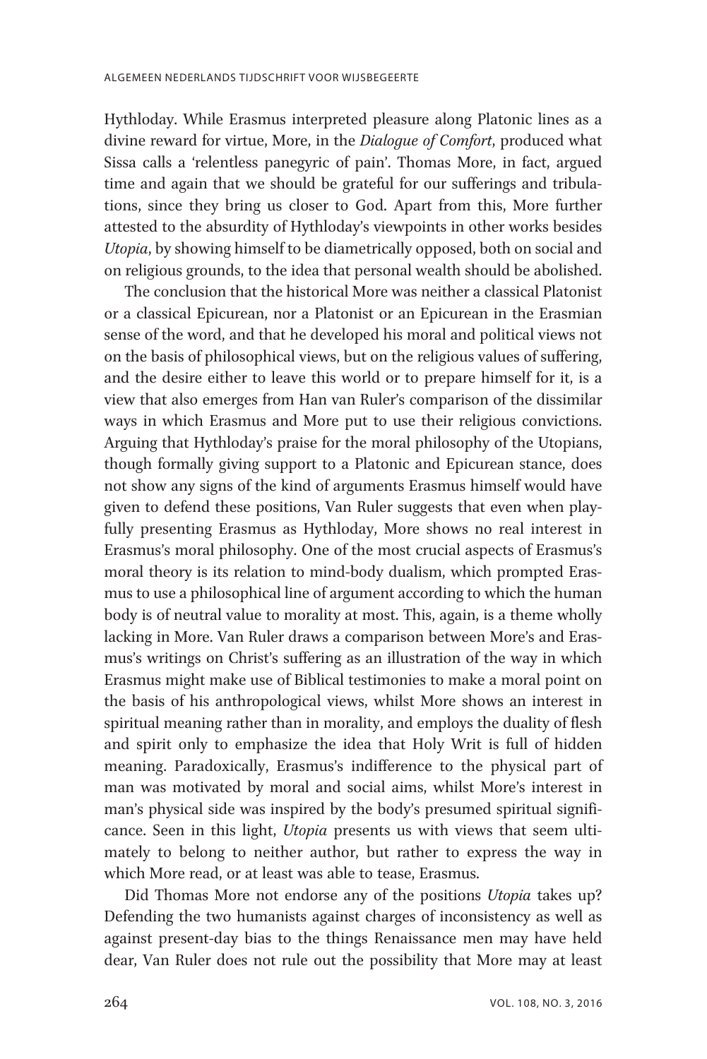Hythloday. While Erasmus interpreted pleasure along Platonic lines as a divine reward for virtue, More, in the *Dialogue of Comfort*, produced what Sissa calls a 'relentless panegyric of pain'. Thomas More, in fact, argued time and again that we should be grateful for our sufferings and tribulations, since they bring us closer to God. Apart from this, More further attested to the absurdity of Hythloday's viewpoints in other works besides *Utopia*, by showing himself to be diametrically opposed, both on social and on religious grounds, to the idea that personal wealth should be abolished.

The conclusion that the historical More was neither a classical Platonist or a classical Epicurean, nor a Platonist or an Epicurean in the Erasmian sense of the word, and that he developed his moral and political views not on the basis of philosophical views, but on the religious values of suffering, and the desire either to leave this world or to prepare himself for it, is a view that also emerges from Han van Ruler's comparison of the dissimilar ways in which Erasmus and More put to use their religious convictions. Arguing that Hythloday's praise for the moral philosophy of the Utopians, though formally giving support to a Platonic and Epicurean stance, does not show any signs of the kind of arguments Erasmus himself would have given to defend these positions, Van Ruler suggests that even when playfully presenting Erasmus as Hythloday, More shows no real interest in Erasmus's moral philosophy. One of the most crucial aspects of Erasmus's moral theory is its relation to mind-body dualism, which prompted Erasmus to use a philosophical line of argument according to which the human body is of neutral value to morality at most. This, again, is a theme wholly lacking in More. Van Ruler draws a comparison between More's and Erasmus's writings on Christ's suffering as an illustration of the way in which Erasmus might make use of Biblical testimonies to make a moral point on the basis of his anthropological views, whilst More shows an interest in spiritual meaning rather than in morality, and employs the duality of flesh and spirit only to emphasize the idea that Holy Writ is full of hidden meaning. Paradoxically, Erasmus's indifference to the physical part of man was motivated by moral and social aims, whilst More's interest in man's physical side was inspired by the body's presumed spiritual significance. Seen in this light, *Utopia* presents us with views that seem ultimately to belong to neither author, but rather to express the way in which More read, or at least was able to tease, Erasmus.

Did Thomas More not endorse any of the positions *Utopia* takes up? Defending the two humanists against charges of inconsistency as well as against present-day bias to the things Renaissance men may have held dear, Van Ruler does not rule out the possibility that More may at least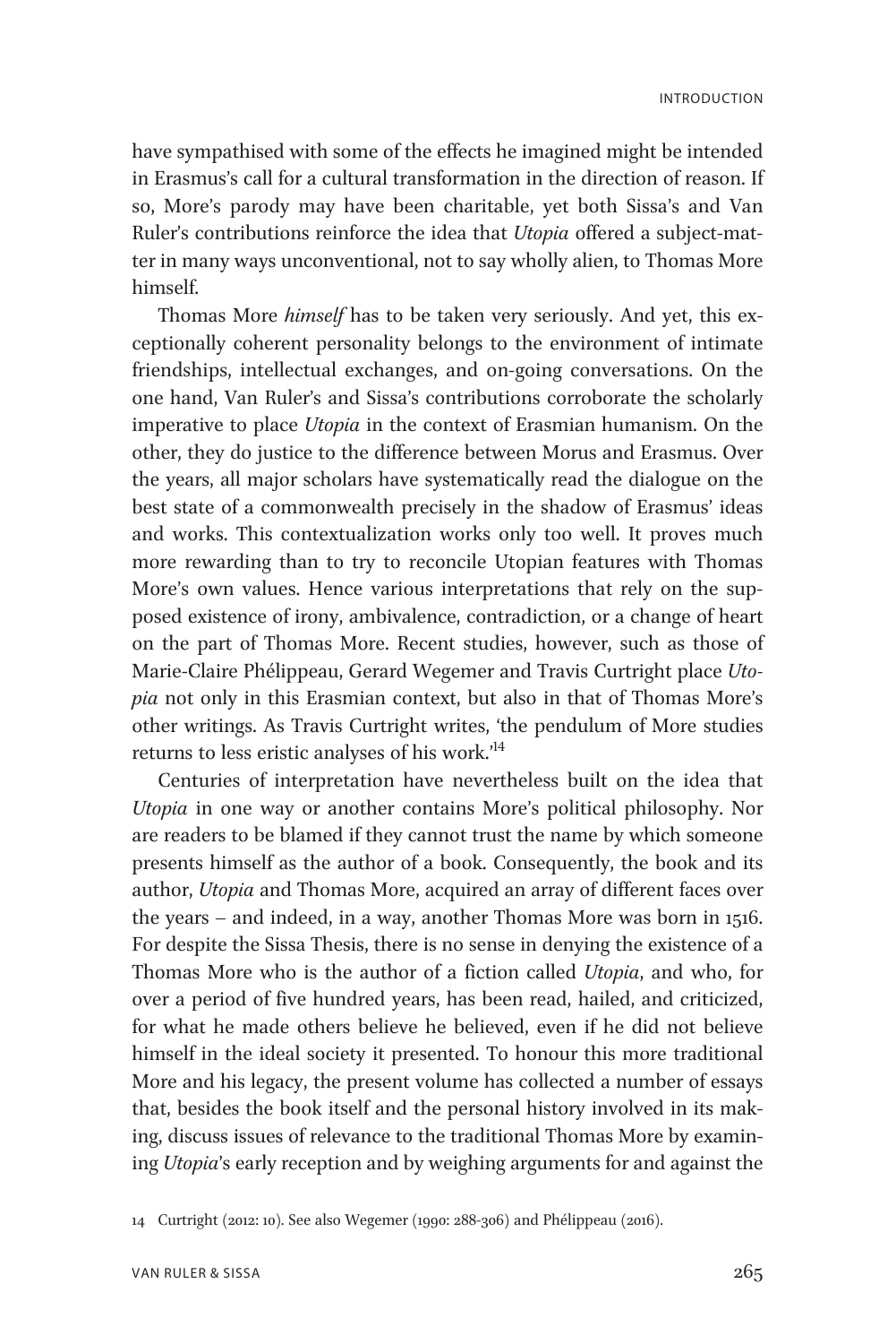have sympathised with some of the effects he imagined might be intended in Erasmus's call for a cultural transformation in the direction of reason. If so, More's parody may have been charitable, yet both Sissa's and Van Ruler's contributions reinforce the idea that *Utopia* offered a subject-matter in many ways unconventional, not to say wholly alien, to Thomas More himself.

Thomas More *himself* has to be taken very seriously. And yet, this exceptionally coherent personality belongs to the environment of intimate friendships, intellectual exchanges, and on-going conversations. On the one hand, Van Ruler's and Sissa's contributions corroborate the scholarly imperative to place *Utopia* in the context of Erasmian humanism. On the other, they do justice to the difference between Morus and Erasmus. Over the years, all major scholars have systematically read the dialogue on the best state of a commonwealth precisely in the shadow of Erasmus' ideas and works. This contextualization works only too well. It proves much more rewarding than to try to reconcile Utopian features with Thomas More's own values. Hence various interpretations that rely on the supposed existence of irony, ambivalence, contradiction, or a change of heart on the part of Thomas More. Recent studies, however, such as those of Marie-Claire Phélippeau, Gerard Wegemer and Travis Curtright place *Utopia* not only in this Erasmian context, but also in that of Thomas More's other writings. As Travis Curtright writes, 'the pendulum of More studies returns to less eristic analyses of his work.'[14]

Centuries of interpretation have nevertheless built on the idea that *Utopia* in one way or another contains More's political philosophy. Nor are readers to be blamed if they cannot trust the name by which someone presents himself as the author of a book. Consequently, the book and its author, *Utopia* and Thomas More, acquired an array of different faces over the years – and indeed, in a way, another Thomas More was born in 1516. For despite the Sissa Thesis, there is no sense in denying the existence of a Thomas More who is the author of a fiction called *Utopia*, and who, for over a period of five hundred years, has been read, hailed, and criticized, for what he made others believe he believed, even if he did not believe himself in the ideal society it presented. To honour this more traditional More and his legacy, the present volume has collected a number of essays that, besides the book itself and the personal history involved in its making, discuss issues of relevance to the traditional Thomas More by examining *Utopia*'s early reception and by weighing arguments for and against the

14 Curtright (2012: 10). See also Wegemer (1990: 288-306) and Phélippeau (2016).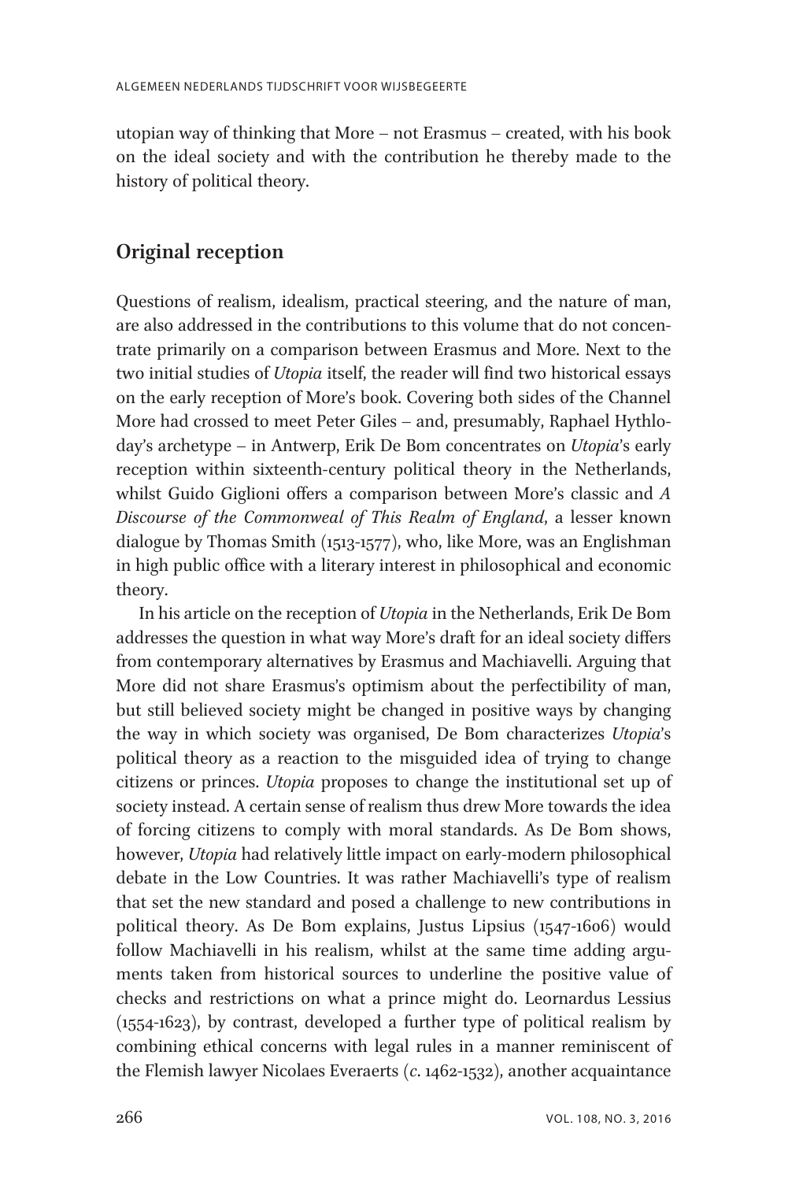utopian way of thinking that More – not Erasmus – created, with his book on the ideal society and with the contribution he thereby made to the history of political theory.

## Original reception

Questions of realism, idealism, practical steering, and the nature of man, are also addressed in the contributions to this volume that do not concentrate primarily on a comparison between Erasmus and More. Next to the two initial studies of *Utopia* itself, the reader will find two historical essays on the early reception of More's book. Covering both sides of the Channel More had crossed to meet Peter Giles – and, presumably, Raphael Hythloday's archetype – in Antwerp, Erik De Bom concentrates on *Utopia*'s early reception within sixteenth-century political theory in the Netherlands, whilst Guido Giglioni offers a comparison between More's classic and *A Discourse of the Commonweal of This Realm of England*, a lesser known dialogue by Thomas Smith (1513-1577), who, like More, was an Englishman in high public office with a literary interest in philosophical and economic theory.

In his article on the reception of *Utopia* in the Netherlands, Erik De Bom addresses the question in what way More's draft for an ideal society differs from contemporary alternatives by Erasmus and Machiavelli. Arguing that More did not share Erasmus's optimism about the perfectibility of man, but still believed society might be changed in positive ways by changing the way in which society was organised, De Bom characterizes *Utopia*'s political theory as a reaction to the misguided idea of trying to change citizens or princes. *Utopia* proposes to change the institutional set up of society instead. A certain sense of realism thus drew More towards the idea of forcing citizens to comply with moral standards. As De Bom shows, however, *Utopia* had relatively little impact on early-modern philosophical debate in the Low Countries. It was rather Machiavelli's type of realism that set the new standard and posed a challenge to new contributions in political theory. As De Bom explains, Justus Lipsius (1547-1606) would follow Machiavelli in his realism, whilst at the same time adding arguments taken from historical sources to underline the positive value of checks and restrictions on what a prince might do. Leornardus Lessius (1554-1623), by contrast, developed a further type of political realism by combining ethical concerns with legal rules in a manner reminiscent of the Flemish lawyer Nicolaes Everaerts (*c.* 1462-1532), another acquaintance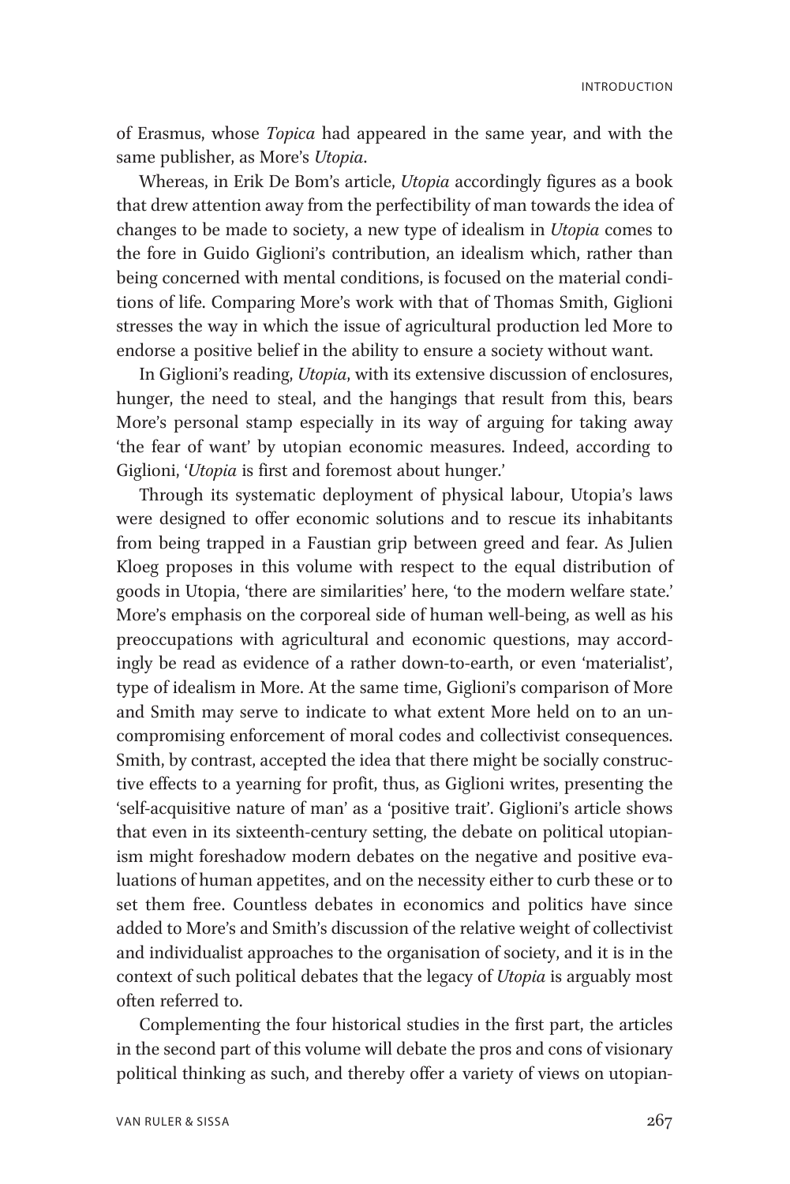of Erasmus, whose *Topica* had appeared in the same year, and with the same publisher, as More's *Utopia*.

Whereas, in Erik De Bom's article, *Utopia* accordingly figures as a book that drew attention away from the perfectibility of man towards the idea of changes to be made to society, a new type of idealism in *Utopia* comes to the fore in Guido Giglioni's contribution, an idealism which, rather than being concerned with mental conditions, is focused on the material conditions of life. Comparing More's work with that of Thomas Smith, Giglioni stresses the way in which the issue of agricultural production led More to endorse a positive belief in the ability to ensure a society without want.

In Giglioni's reading, *Utopia*, with its extensive discussion of enclosures, hunger, the need to steal, and the hangings that result from this, bears More's personal stamp especially in its way of arguing for taking away 'the fear of want' by utopian economic measures. Indeed, according to Giglioni, '*Utopia* is first and foremost about hunger.'

Through its systematic deployment of physical labour, Utopia's laws were designed to offer economic solutions and to rescue its inhabitants from being trapped in a Faustian grip between greed and fear. As Julien Kloeg proposes in this volume with respect to the equal distribution of goods in Utopia, 'there are similarities' here, 'to the modern welfare state.' More's emphasis on the corporeal side of human well-being, as well as his preoccupations with agricultural and economic questions, may accordingly be read as evidence of a rather down-to-earth, or even 'materialist', type of idealism in More. At the same time, Giglioni's comparison of More and Smith may serve to indicate to what extent More held on to an uncompromising enforcement of moral codes and collectivist consequences. Smith, by contrast, accepted the idea that there might be socially constructive effects to a yearning for profit, thus, as Giglioni writes, presenting the 'self-acquisitive nature of man' as a 'positive trait'. Giglioni's article shows that even in its sixteenth-century setting, the debate on political utopianism might foreshadow modern debates on the negative and positive evaluations of human appetites, and on the necessity either to curb these or to set them free. Countless debates in economics and politics have since added to More's and Smith's discussion of the relative weight of collectivist and individualist approaches to the organisation of society, and it is in the context of such political debates that the legacy of *Utopia* is arguably most often referred to.

Complementing the four historical studies in the first part, the articles in the second part of this volume will debate the pros and cons of visionary political thinking as such, and thereby offer a variety of views on utopian-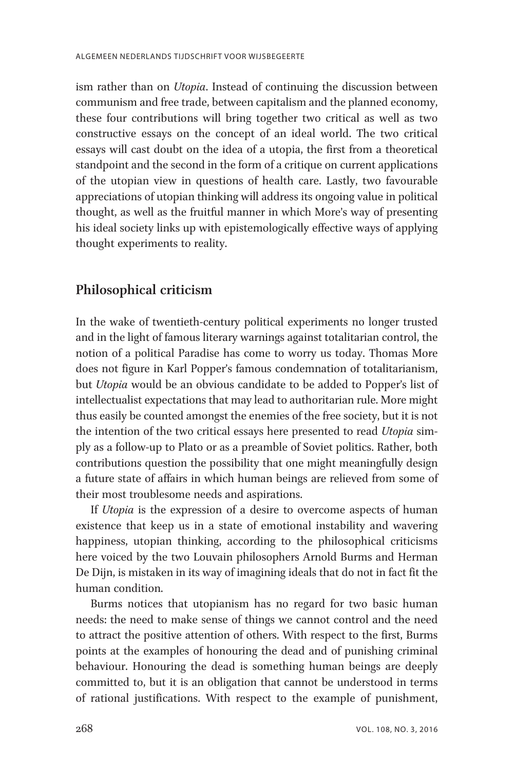ism rather than on *Utopia*. Instead of continuing the discussion between communism and free trade, between capitalism and the planned economy, these four contributions will bring together two critical as well as two constructive essays on the concept of an ideal world. The two critical essays will cast doubt on the idea of a utopia, the first from a theoretical standpoint and the second in the form of a critique on current applications of the utopian view in questions of health care. Lastly, two favourable appreciations of utopian thinking will address its ongoing value in political thought, as well as the fruitful manner in which More's way of presenting his ideal society links up with epistemologically effective ways of applying thought experiments to reality.

## Philosophical criticism

In the wake of twentieth-century political experiments no longer trusted and in the light of famous literary warnings against totalitarian control, the notion of a political Paradise has come to worry us today. Thomas More does not figure in Karl Popper's famous condemnation of totalitarianism, but *Utopia* would be an obvious candidate to be added to Popper's list of intellectualist expectations that may lead to authoritarian rule. More might thus easily be counted amongst the enemies of the free society, but it is not the intention of the two critical essays here presented to read *Utopia* simply as a follow-up to Plato or as a preamble of Soviet politics. Rather, both contributions question the possibility that one might meaningfully design a future state of affairs in which human beings are relieved from some of their most troublesome needs and aspirations.

If *Utopia* is the expression of a desire to overcome aspects of human existence that keep us in a state of emotional instability and wavering happiness, utopian thinking, according to the philosophical criticisms here voiced by the two Louvain philosophers Arnold Burms and Herman De Dijn, is mistaken in its way of imagining ideals that do not in fact fit the human condition.

Burms notices that utopianism has no regard for two basic human needs: the need to make sense of things we cannot control and the need to attract the positive attention of others. With respect to the first, Burms points at the examples of honouring the dead and of punishing criminal behaviour. Honouring the dead is something human beings are deeply committed to, but it is an obligation that cannot be understood in terms of rational justifications. With respect to the example of punishment,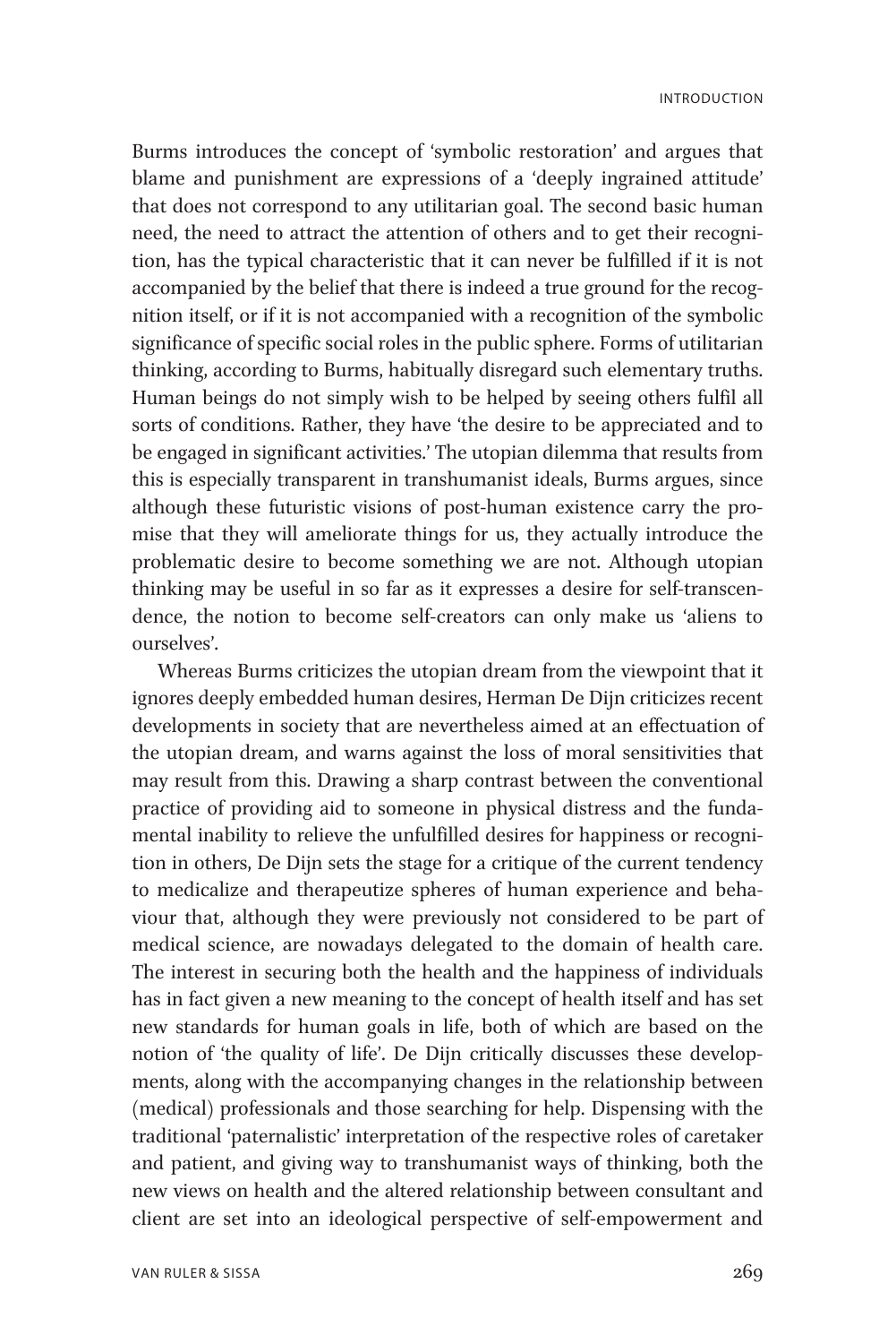Burms introduces the concept of 'symbolic restoration' and argues that blame and punishment are expressions of a 'deeply ingrained attitude' that does not correspond to any utilitarian goal. The second basic human need, the need to attract the attention of others and to get their recognition, has the typical characteristic that it can never be fulfilled if it is not accompanied by the belief that there is indeed a true ground for the recognition itself, or if it is not accompanied with a recognition of the symbolic significance of specific social roles in the public sphere. Forms of utilitarian thinking, according to Burms, habitually disregard such elementary truths. Human beings do not simply wish to be helped by seeing others fulfil all sorts of conditions. Rather, they have 'the desire to be appreciated and to be engaged in significant activities.' The utopian dilemma that results from this is especially transparent in transhumanist ideals, Burms argues, since although these futuristic visions of post-human existence carry the promise that they will ameliorate things for us, they actually introduce the problematic desire to become something we are not. Although utopian thinking may be useful in so far as it expresses a desire for self-transcendence, the notion to become self-creators can only make us 'aliens to ourselves'.

Whereas Burms criticizes the utopian dream from the viewpoint that it ignores deeply embedded human desires, Herman De Dijn criticizes recent developments in society that are nevertheless aimed at an effectuation of the utopian dream, and warns against the loss of moral sensitivities that may result from this. Drawing a sharp contrast between the conventional practice of providing aid to someone in physical distress and the fundamental inability to relieve the unfulfilled desires for happiness or recognition in others, De Dijn sets the stage for a critique of the current tendency to medicalize and therapeutize spheres of human experience and behaviour that, although they were previously not considered to be part of medical science, are nowadays delegated to the domain of health care. The interest in securing both the health and the happiness of individuals has in fact given a new meaning to the concept of health itself and has set new standards for human goals in life, both of which are based on the notion of 'the quality of life'. De Dijn critically discusses these developments, along with the accompanying changes in the relationship between (medical) professionals and those searching for help. Dispensing with the traditional 'paternalistic' interpretation of the respective roles of caretaker and patient, and giving way to transhumanist ways of thinking, both the new views on health and the altered relationship between consultant and client are set into an ideological perspective of self-empowerment and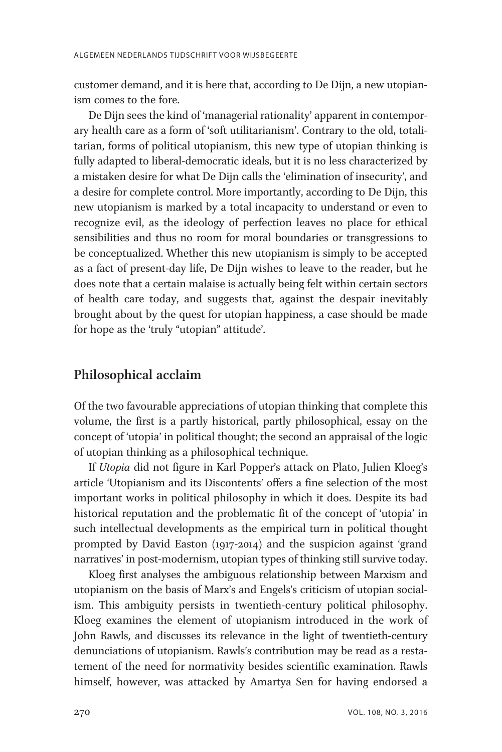customer demand, and it is here that, according to De Dijn, a new utopianism comes to the fore.

De Dijn sees the kind of 'managerial rationality' apparent in contemporary health care as a form of 'soft utilitarianism'. Contrary to the old, totalitarian, forms of political utopianism, this new type of utopian thinking is fully adapted to liberal-democratic ideals, but it is no less characterized by a mistaken desire for what De Dijn calls the 'elimination of insecurity', and a desire for complete control. More importantly, according to De Dijn, this new utopianism is marked by a total incapacity to understand or even to recognize evil, as the ideology of perfection leaves no place for ethical sensibilities and thus no room for moral boundaries or transgressions to be conceptualized. Whether this new utopianism is simply to be accepted as a fact of present-day life, De Dijn wishes to leave to the reader, but he does note that a certain malaise is actually being felt within certain sectors of health care today, and suggests that, against the despair inevitably brought about by the quest for utopian happiness, a case should be made for hope as the 'truly "utopian" attitude'.

## Philosophical acclaim

Of the two favourable appreciations of utopian thinking that complete this volume, the first is a partly historical, partly philosophical, essay on the concept of 'utopia' in political thought; the second an appraisal of the logic of utopian thinking as a philosophical technique.

If *Utopia* did not figure in Karl Popper's attack on Plato, Julien Kloeg's article 'Utopianism and its Discontents' offers a fine selection of the most important works in political philosophy in which it does. Despite its bad historical reputation and the problematic fit of the concept of 'utopia' in such intellectual developments as the empirical turn in political thought prompted by David Easton (1917-2014) and the suspicion against 'grand narratives' in post-modernism, utopian types of thinking still survive today.

Kloeg first analyses the ambiguous relationship between Marxism and utopianism on the basis of Marx's and Engels's criticism of utopian socialism. This ambiguity persists in twentieth-century political philosophy. Kloeg examines the element of utopianism introduced in the work of John Rawls, and discusses its relevance in the light of twentieth-century denunciations of utopianism. Rawls's contribution may be read as a restatement of the need for normativity besides scientific examination. Rawls himself, however, was attacked by Amartya Sen for having endorsed a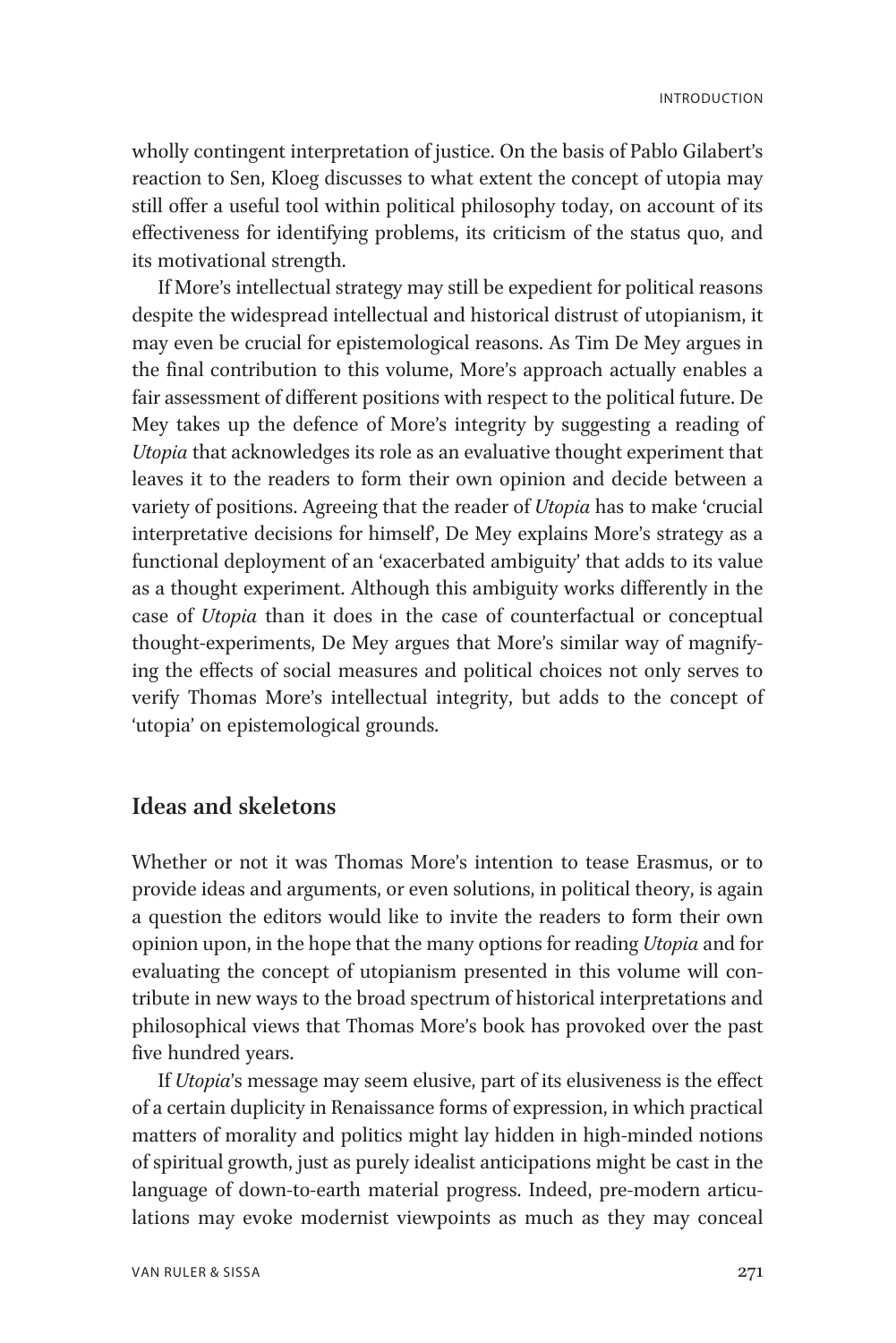wholly contingent interpretation of justice. On the basis of Pablo Gilabert's reaction to Sen, Kloeg discusses to what extent the concept of utopia may still offer a useful tool within political philosophy today, on account of its effectiveness for identifying problems, its criticism of the status quo, and its motivational strength.

If More's intellectual strategy may still be expedient for political reasons despite the widespread intellectual and historical distrust of utopianism, it may even be crucial for epistemological reasons. As Tim De Mey argues in the final contribution to this volume, More's approach actually enables a fair assessment of different positions with respect to the political future. De Mey takes up the defence of More's integrity by suggesting a reading of *Utopia* that acknowledges its role as an evaluative thought experiment that leaves it to the readers to form their own opinion and decide between a variety of positions. Agreeing that the reader of *Utopia* has to make 'crucial interpretative decisions for himself', De Mey explains More's strategy as a functional deployment of an 'exacerbated ambiguity' that adds to its value as a thought experiment. Although this ambiguity works differently in the case of *Utopia* than it does in the case of counterfactual or conceptual thought-experiments, De Mey argues that More's similar way of magnifying the effects of social measures and political choices not only serves to verify Thomas More's intellectual integrity, but adds to the concept of 'utopia' on epistemological grounds.

## Ideas and skeletons

Whether or not it was Thomas More's intention to tease Erasmus, or to provide ideas and arguments, or even solutions, in political theory, is again a question the editors would like to invite the readers to form their own opinion upon, in the hope that the many options for reading *Utopia* and for evaluating the concept of utopianism presented in this volume will contribute in new ways to the broad spectrum of historical interpretations and philosophical views that Thomas More's book has provoked over the past five hundred years.

If *Utopia*'s message may seem elusive, part of its elusiveness is the effect of a certain duplicity in Renaissance forms of expression, in which practical matters of morality and politics might lay hidden in high-minded notions of spiritual growth, just as purely idealist anticipations might be cast in the language of down-to-earth material progress. Indeed, pre-modern articulations may evoke modernist viewpoints as much as they may conceal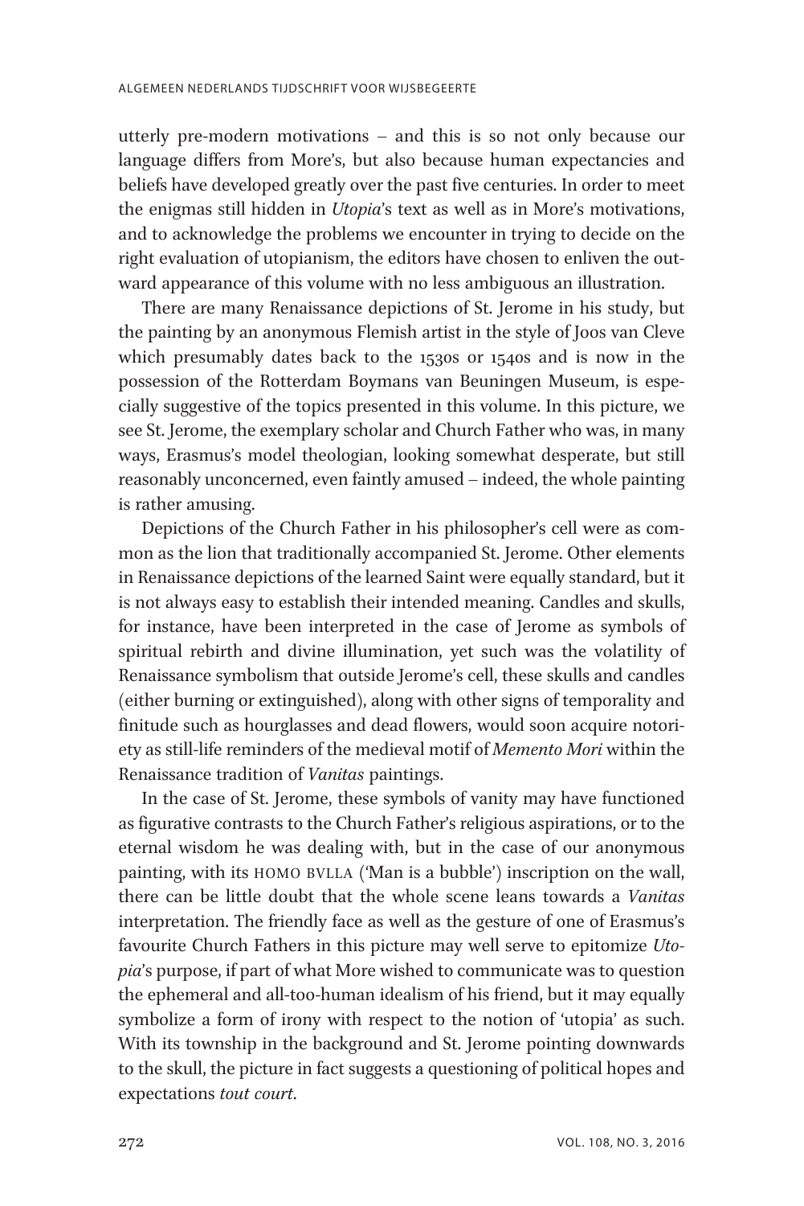utterly pre-modern motivations – and this is so not only because our language differs from More's, but also because human expectancies and beliefs have developed greatly over the past five centuries. In order to meet the enigmas still hidden in *Utopia*'s text as well as in More's motivations, and to acknowledge the problems we encounter in trying to decide on the right evaluation of utopianism, the editors have chosen to enliven the outward appearance of this volume with no less ambiguous an illustration.

There are many Renaissance depictions of St. Jerome in his study, but the painting by an anonymous Flemish artist in the style of Joos van Cleve which presumably dates back to the 1530s or 1540s and is now in the possession of the Rotterdam Boymans van Beuningen Museum, is especially suggestive of the topics presented in this volume. In this picture, we see St. Jerome, the exemplary scholar and Church Father who was, in many ways, Erasmus's model theologian, looking somewhat desperate, but still reasonably unconcerned, even faintly amused – indeed, the whole painting is rather amusing.

Depictions of the Church Father in his philosopher's cell were as common as the lion that traditionally accompanied St. Jerome. Other elements in Renaissance depictions of the learned Saint were equally standard, but it is not always easy to establish their intended meaning. Candles and skulls, for instance, have been interpreted in the case of Jerome as symbols of spiritual rebirth and divine illumination, yet such was the volatility of Renaissance symbolism that outside Jerome's cell, these skulls and candles (either burning or extinguished), along with other signs of temporality and finitude such as hourglasses and dead flowers, would soon acquire notoriety as still-life reminders of the medieval motif of *Memento Mori* within the Renaissance tradition of *Vanitas* paintings.

In the case of St. Jerome, these symbols of vanity may have functioned as figurative contrasts to the Church Father's religious aspirations, or to the eternal wisdom he was dealing with, but in the case of our anonymous painting, with its HOMO BVLLA ('Man is a bubble') inscription on the wall, there can be little doubt that the whole scene leans towards a *Vanitas* interpretation. The friendly face as well as the gesture of one of Erasmus's favourite Church Fathers in this picture may well serve to epitomize *Utopia*'s purpose, if part of what More wished to communicate was to question the ephemeral and all-too-human idealism of his friend, but it may equally symbolize a form of irony with respect to the notion of 'utopia' as such. With its township in the background and St. Jerome pointing downwards to the skull, the picture in fact suggests a questioning of political hopes and expectations *tout court*.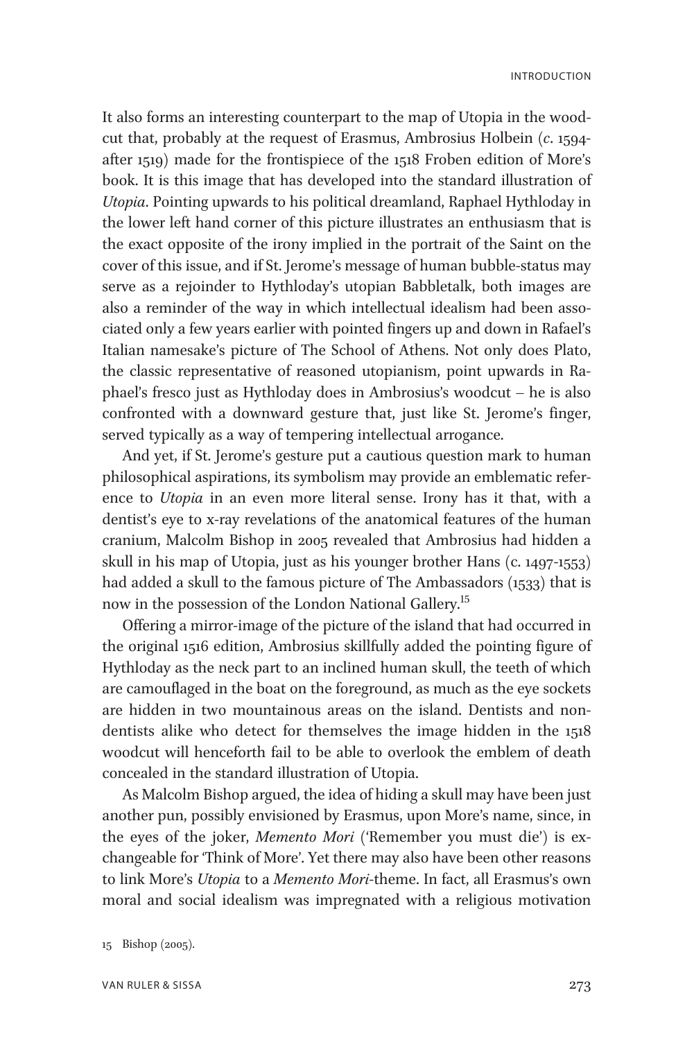It also forms an interesting counterpart to the map of Utopia in the woodcut that, probably at the request of Erasmus, Ambrosius Holbein (*c*. 1594-after 1519) made for the frontispiece of the 1518 Froben edition of More's book. It is this image that has developed into the standard illustration of *Utopia*. Pointing upwards to his political dreamland, Raphael Hythloday in the lower left hand corner of this picture illustrates an enthusiasm that is the exact opposite of the irony implied in the portrait of the Saint on the cover of this issue, and if St. Jerome's message of human bubble-status may serve as a rejoinder to Hythloday's utopian Babbletalk, both images are also a reminder of the way in which intellectual idealism had been associated only a few years earlier with pointed fingers up and down in Rafael's Italian namesake's picture of The School of Athens. Not only does Plato, the classic representative of reasoned utopianism, point upwards in Raphael's fresco just as Hythloday does in Ambrosius's woodcut – he is also confronted with a downward gesture that, just like St. Jerome's finger, served typically as a way of tempering intellectual arrogance.

And yet, if St. Jerome's gesture put a cautious question mark to human philosophical aspirations, its symbolism may provide an emblematic reference to *Utopia* in an even more literal sense. Irony has it that, with a dentist's eye to x-ray revelations of the anatomical features of the human cranium, Malcolm Bishop in 2005 revealed that Ambrosius had hidden a skull in his map of Utopia, just as his younger brother Hans (c. 1497-1553) had added a skull to the famous picture of The Ambassadors (1533) that is now in the possession of the London National Gallery.[15]

Offering a mirror-image of the picture of the island that had occurred in the original 1516 edition, Ambrosius skillfully added the pointing figure of Hythloday as the neck part to an inclined human skull, the teeth of which are camouflaged in the boat on the foreground, as much as the eye sockets are hidden in two mountainous areas on the island. Dentists and non-dentists alike who detect for themselves the image hidden in the 1518 woodcut will henceforth fail to be able to overlook the emblem of death concealed in the standard illustration of Utopia.

As Malcolm Bishop argued, the idea of hiding a skull may have been just another pun, possibly envisioned by Erasmus, upon More's name, since, in the eyes of the joker, *Memento Mori* ('Remember you must die') is exchangeable for 'Think of More'. Yet there may also have been other reasons to link More's *Utopia* to a *Memento Mori*-theme. In fact, all Erasmus's own moral and social idealism was impregnated with a religious motivation

15 Bishop (2005).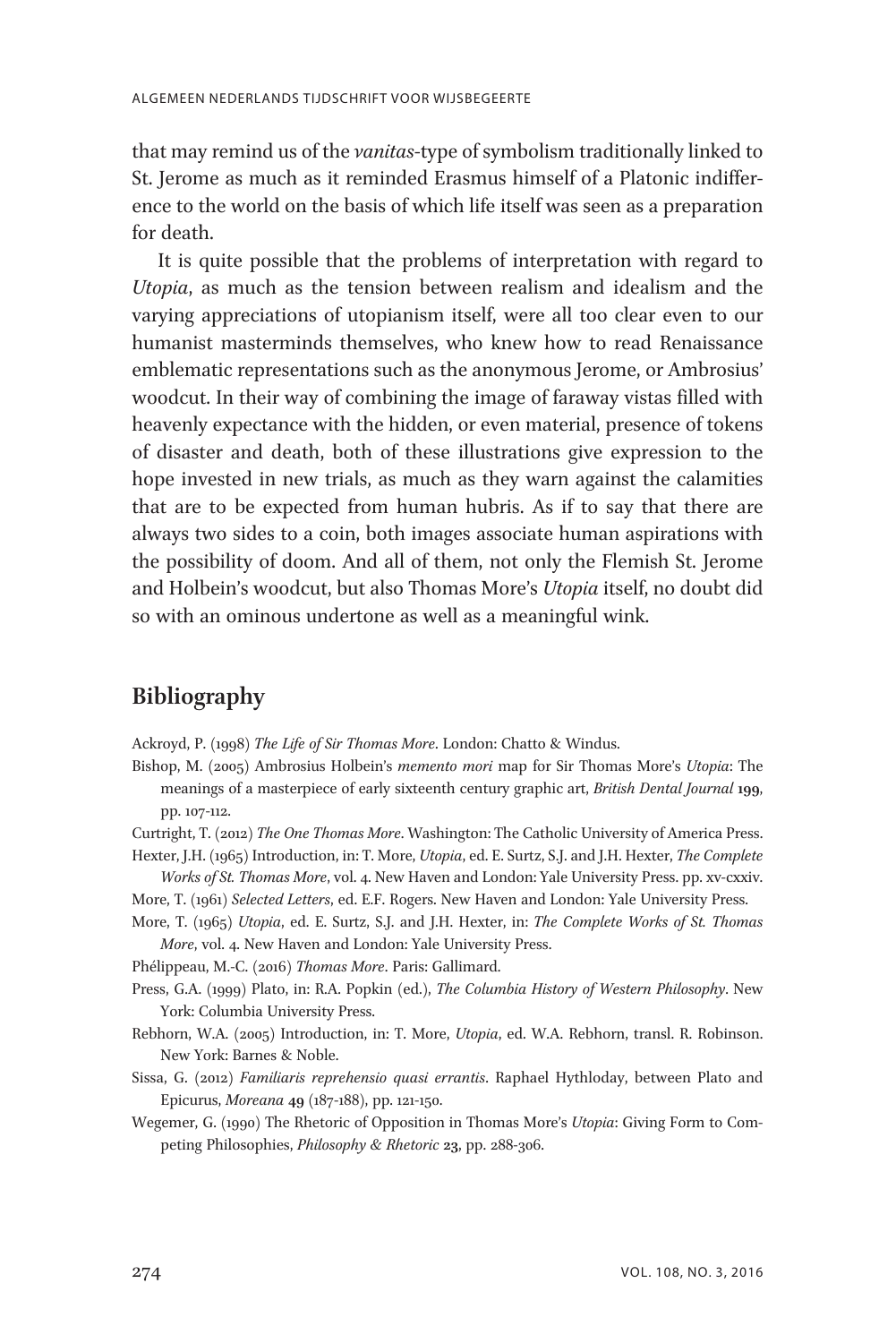that may remind us of the *vanitas*-type of symbolism traditionally linked to St. Jerome as much as it reminded Erasmus himself of a Platonic indifference to the world on the basis of which life itself was seen as a preparation for death.

It is quite possible that the problems of interpretation with regard to *Utopia*, as much as the tension between realism and idealism and the varying appreciations of utopianism itself, were all too clear even to our humanist masterminds themselves, who knew how to read Renaissance emblematic representations such as the anonymous Jerome, or Ambrosius' woodcut. In their way of combining the image of faraway vistas filled with heavenly expectance with the hidden, or even material, presence of tokens of disaster and death, both of these illustrations give expression to the hope invested in new trials, as much as they warn against the calamities that are to be expected from human hubris. As if to say that there are always two sides to a coin, both images associate human aspirations with the possibility of doom. And all of them, not only the Flemish St. Jerome and Holbein's woodcut, but also Thomas More's *Utopia* itself, no doubt did so with an ominous undertone as well as a meaningful wink.

## Bibliography

Ackroyd, P. (1998) *The Life of Sir Thomas More*. London: Chatto & Windus.

Bishop, M. (2005) Ambrosius Holbein's *memento mori* map for Sir Thomas More's *Utopia*: The meanings of a masterpiece of early sixteenth century graphic art, *British Dental Journal* **199**, pp. 107-112.

Curtright, T. (2012) *The One Thomas More*. Washington: The Catholic University of America Press.

Hexter, J.H. (1965) Introduction, in: T. More, *Utopia*, ed. E. Surtz, S.J. and J.H. Hexter, *The Complete Works of St. Thomas More*, vol. 4. New Haven and London: Yale University Press. pp. xv-cxxiv.

More, T. (1961) *Selected Letters*, ed. E.F. Rogers. New Haven and London: Yale University Press.

More, T. (1965) *Utopia*, ed. E. Surtz, S.J. and J.H. Hexter, in: *The Complete Works of St. Thomas More*, vol. 4. New Haven and London: Yale University Press.

Phélippeau, M.-C. (2016) *Thomas More*. Paris: Gallimard.

Press, G.A. (1999) Plato, in: R.A. Popkin (ed.), *The Columbia History of Western Philosophy*. New York: Columbia University Press.

Rebhorn, W.A. (2005) Introduction, in: T. More, *Utopia*, ed. W.A. Rebhorn, transl. R. Robinson. New York: Barnes & Noble.

Sissa, G. (2012) *Familiaris reprehensio quasi errantis*. Raphael Hythloday, between Plato and Epicurus, *Moreana* **49** (187-188), pp. 121-150.

Wegemer, G. (1990) The Rhetoric of Opposition in Thomas More's *Utopia*: Giving Form to Competing Philosophies, *Philosophy & Rhetoric* **23**, pp. 288-306.